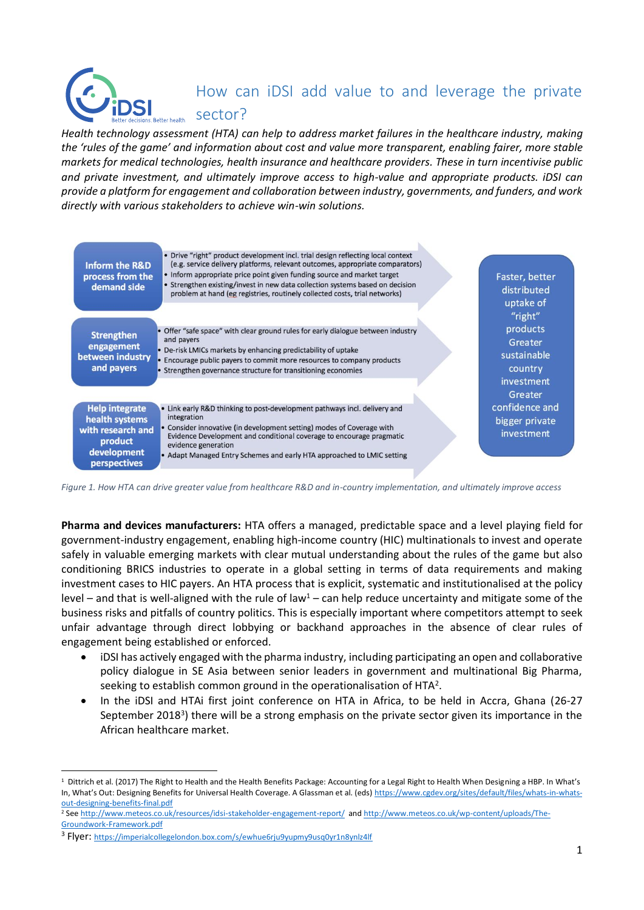# How can iDSI add value to and leverage the private sector?

*Health technology assessment (HTA) can help to address market failures in the healthcare industry, making the 'rules of the game' and information about cost and value more transparent, enabling fairer, more stable markets for medical technologies, health insurance and healthcare providers. These in turn incentivise public and private investment, and ultimately improve access to high-value and appropriate products. iDSI can provide a platform for engagement and collaboration between industry, governments, and funders, and work directly with various stakeholders to achieve win-win solutions.*

**Inform the R&D process from the demand side**

- Drive "right" product development incl. trial design reflecting local context (e.g. service delivery platforms, relevant outcomes, appropriate comparators)
- Inform appropriate price point given funding source and market target
- Strengthen existing/invest in new data collection systems based on decision problem at hand (eg registries, routinely collected costs, trial networks)

**Strengthen engagement between industry and payers**

- Offer "safe space" with clear ground rules for early dialogue between industry and payers
- De-risk LMICs markets by enhancing predictability of uptake
- Encourage public payers to commit more resources to company products
- Strengthen governance structure for transitioning economies

**Help integrate health systems with research and product development perspectives**

- Link early R&D thinking to post-development pathways incl. delivery and integration
- Consider innovative (in development setting) modes of Coverage with Evidence Development and conditional coverage to encourage pragmatic evidence generation
- Adapt Managed Entry Schemes and early HTA approached to LMIC setting

**Outcomes:** Faster, better distributed uptake of "right" products; Greater sustainable country investment; Greater confidence and bigger private investment

*Figure 1. How HTA can drive greater value from healthcare R&D and in-country implementation, and ultimately improve access*

**Pharma and devices manufacturers:** HTA offers a managed, predictable space and a level playing field for government-industry engagement, enabling high-income country (HIC) multinationals to invest and operate safely in valuable emerging markets with clear mutual understanding about the rules of the game but also conditioning BRICS industries to operate in a global setting in terms of data requirements and making investment cases to HIC payers. An HTA process that is explicit, systematic and institutionalised at the policy level – and that is well-aligned with the rule of law[1] – can help reduce uncertainty and mitigate some of the business risks and pitfalls of country politics. This is especially important where competitors attempt to seek unfair advantage through direct lobbying or backhand approaches in the absence of clear rules of engagement being established or enforced.

- iDSI has actively engaged with the pharma industry, including participating an open and collaborative policy dialogue in SE Asia between senior leaders in government and multinational Big Pharma, seeking to establish common ground in the operationalisation of HTA[2].
- In the iDSI and HTAi first joint conference on HTA in Africa, to be held in Accra, Ghana (26-27 September 2018[3]) there will be a strong emphasis on the private sector given its importance in the African healthcare market.

---

[1] Dittrich et al. (2017) The Right to Health and the Health Benefits Package: Accounting for a Legal Right to Health When Designing a HBP. In What's In, What's Out: Designing Benefits for Universal Health Coverage. A Glassman et al. (eds) https://www.cgdev.org/sites/default/files/whats-in-whats-out-designing-benefits-final.pdf

[2] See http://www.meteos.co.uk/resources/idsi-stakeholder-engagement-report/ and http://www.meteos.co.uk/wp-content/uploads/The-Groundwork-Framework.pdf

[3] Flyer: https://imperialcollegelondon.box.com/s/ewhue6rju9yupmy9usq0yr1n8ynlz4lf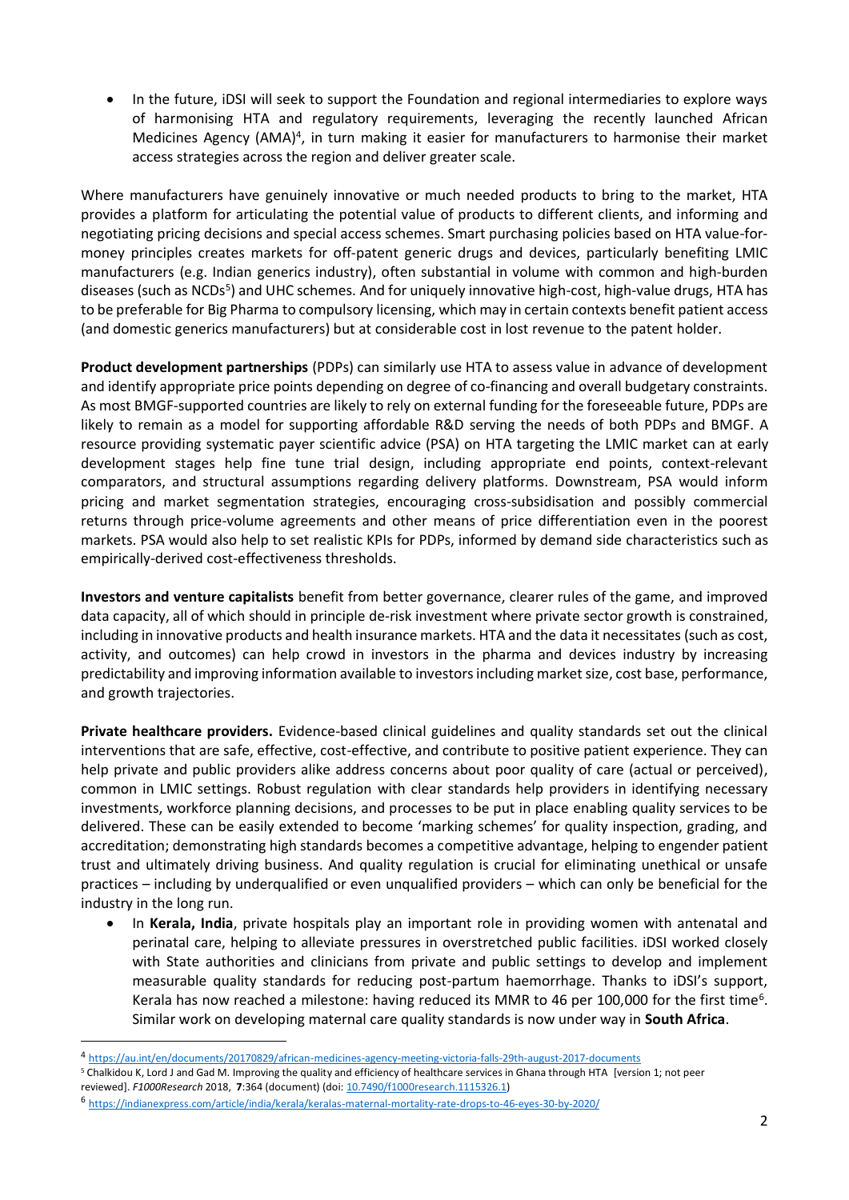- In the future, iDSI will seek to support the Foundation and regional intermediaries to explore ways of harmonising HTA and regulatory requirements, leveraging the recently launched African Medicines Agency (AMA)[4], in turn making it easier for manufacturers to harmonise their market access strategies across the region and deliver greater scale.

Where manufacturers have genuinely innovative or much needed products to bring to the market, HTA provides a platform for articulating the potential value of products to different clients, and informing and negotiating pricing decisions and special access schemes. Smart purchasing policies based on HTA value-for-money principles creates markets for off-patent generic drugs and devices, particularly benefiting LMIC manufacturers (e.g. Indian generics industry), often substantial in volume with common and high-burden diseases (such as NCDs[5]) and UHC schemes. And for uniquely innovative high-cost, high-value drugs, HTA has to be preferable for Big Pharma to compulsory licensing, which may in certain contexts benefit patient access (and domestic generics manufacturers) but at considerable cost in lost revenue to the patent holder.

**Product development partnerships** (PDPs) can similarly use HTA to assess value in advance of development and identify appropriate price points depending on degree of co-financing and overall budgetary constraints. As most BMGF-supported countries are likely to rely on external funding for the foreseeable future, PDPs are likely to remain as a model for supporting affordable R&D serving the needs of both PDPs and BMGF. A resource providing systematic payer scientific advice (PSA) on HTA targeting the LMIC market can at early development stages help fine tune trial design, including appropriate end points, context-relevant comparators, and structural assumptions regarding delivery platforms. Downstream, PSA would inform pricing and market segmentation strategies, encouraging cross-subsidisation and possibly commercial returns through price-volume agreements and other means of price differentiation even in the poorest markets. PSA would also help to set realistic KPIs for PDPs, informed by demand side characteristics such as empirically-derived cost-effectiveness thresholds.

**Investors and venture capitalists** benefit from better governance, clearer rules of the game, and improved data capacity, all of which should in principle de-risk investment where private sector growth is constrained, including in innovative products and health insurance markets. HTA and the data it necessitates (such as cost, activity, and outcomes) can help crowd in investors in the pharma and devices industry by increasing predictability and improving information available to investors including market size, cost base, performance, and growth trajectories.

**Private healthcare providers.** Evidence-based clinical guidelines and quality standards set out the clinical interventions that are safe, effective, cost-effective, and contribute to positive patient experience. They can help private and public providers alike address concerns about poor quality of care (actual or perceived), common in LMIC settings. Robust regulation with clear standards help providers in identifying necessary investments, workforce planning decisions, and processes to be put in place enabling quality services to be delivered. These can be easily extended to become 'marking schemes' for quality inspection, grading, and accreditation; demonstrating high standards becomes a competitive advantage, helping to engender patient trust and ultimately driving business. And quality regulation is crucial for eliminating unethical or unsafe practices – including by underqualified or even unqualified providers – which can only be beneficial for the industry in the long run.

- In **Kerala, India**, private hospitals play an important role in providing women with antenatal and perinatal care, helping to alleviate pressures in overstretched public facilities. iDSI worked closely with State authorities and clinicians from private and public settings to develop and implement measurable quality standards for reducing post-partum haemorrhage. Thanks to iDSI's support, Kerala has now reached a milestone: having reduced its MMR to 46 per 100,000 for the first time[6]. Similar work on developing maternal care quality standards is now under way in **South Africa**.

---

[4] https://au.int/en/documents/20170829/african-medicines-agency-meeting-victoria-falls-29th-august-2017-documents

[5] Chalkidou K, Lord J and Gad M. Improving the quality and efficiency of healthcare services in Ghana through HTA [version 1; not peer reviewed]. *F1000Research* 2018, **7**:364 (document) (doi: 10.7490/f1000research.1115326.1)

[6] https://indianexpress.com/article/india/kerala/keralas-maternal-mortality-rate-drops-to-46-eyes-30-by-2020/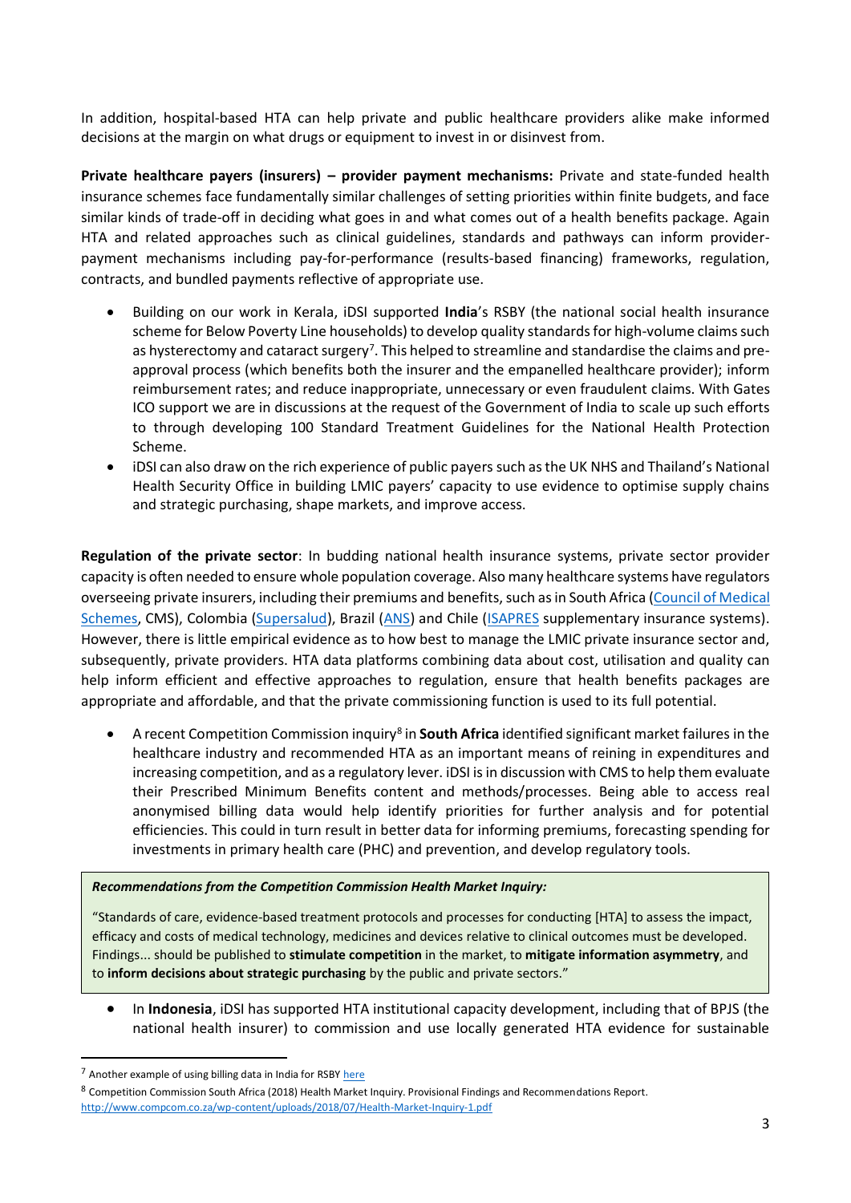In addition, hospital-based HTA can help private and public healthcare providers alike make informed decisions at the margin on what drugs or equipment to invest in or disinvest from.

**Private healthcare payers (insurers) – provider payment mechanisms:** Private and state-funded health insurance schemes face fundamentally similar challenges of setting priorities within finite budgets, and face similar kinds of trade-off in deciding what goes in and what comes out of a health benefits package. Again HTA and related approaches such as clinical guidelines, standards and pathways can inform provider-payment mechanisms including pay-for-performance (results-based financing) frameworks, regulation, contracts, and bundled payments reflective of appropriate use.

- Building on our work in Kerala, iDSI supported **India**'s RSBY (the national social health insurance scheme for Below Poverty Line households) to develop quality standards for high-volume claims such as hysterectomy and cataract surgery[7]. This helped to streamline and standardise the claims and pre-approval process (which benefits both the insurer and the empanelled healthcare provider); inform reimbursement rates; and reduce inappropriate, unnecessary or even fraudulent claims. With Gates ICO support we are in discussions at the request of the Government of India to scale up such efforts to through developing 100 Standard Treatment Guidelines for the National Health Protection Scheme.
- iDSI can also draw on the rich experience of public payers such as the UK NHS and Thailand's National Health Security Office in building LMIC payers' capacity to use evidence to optimise supply chains and strategic purchasing, shape markets, and improve access.

**Regulation of the private sector**: In budding national health insurance systems, private sector provider capacity is often needed to ensure whole population coverage. Also many healthcare systems have regulators overseeing private insurers, including their premiums and benefits, such as in South Africa (Council of Medical Schemes, CMS), Colombia (Supersalud), Brazil (ANS) and Chile (ISAPRES supplementary insurance systems). However, there is little empirical evidence as to how best to manage the LMIC private insurance sector and, subsequently, private providers. HTA data platforms combining data about cost, utilisation and quality can help inform efficient and effective approaches to regulation, ensure that health benefits packages are appropriate and affordable, and that the private commissioning function is used to its full potential.

- A recent Competition Commission inquiry[8] in **South Africa** identified significant market failures in the healthcare industry and recommended HTA as an important means of reining in expenditures and increasing competition, and as a regulatory lever. iDSI is in discussion with CMS to help them evaluate their Prescribed Minimum Benefits content and methods/processes. Being able to access real anonymised billing data would help identify priorities for further analysis and for potential efficiencies. This could in turn result in better data for informing premiums, forecasting spending for investments in primary health care (PHC) and prevention, and develop regulatory tools.

> ***Recommendations from the Competition Commission Health Market Inquiry:***
>
> "Standards of care, evidence-based treatment protocols and processes for conducting [HTA] to assess the impact, efficacy and costs of medical technology, medicines and devices relative to clinical outcomes must be developed. Findings... should be published to **stimulate competition** in the market, to **mitigate information asymmetry**, and to **inform decisions about strategic purchasing** by the public and private sectors."

- In **Indonesia**, iDSI has supported HTA institutional capacity development, including that of BPJS (the national health insurer) to commission and use locally generated HTA evidence for sustainable

---

[7] Another example of using billing data in India for RSBY here

[8] Competition Commission South Africa (2018) Health Market Inquiry. Provisional Findings and Recommendations Report. http://www.compcom.co.za/wp-content/uploads/2018/07/Health-Market-Inquiry-1.pdf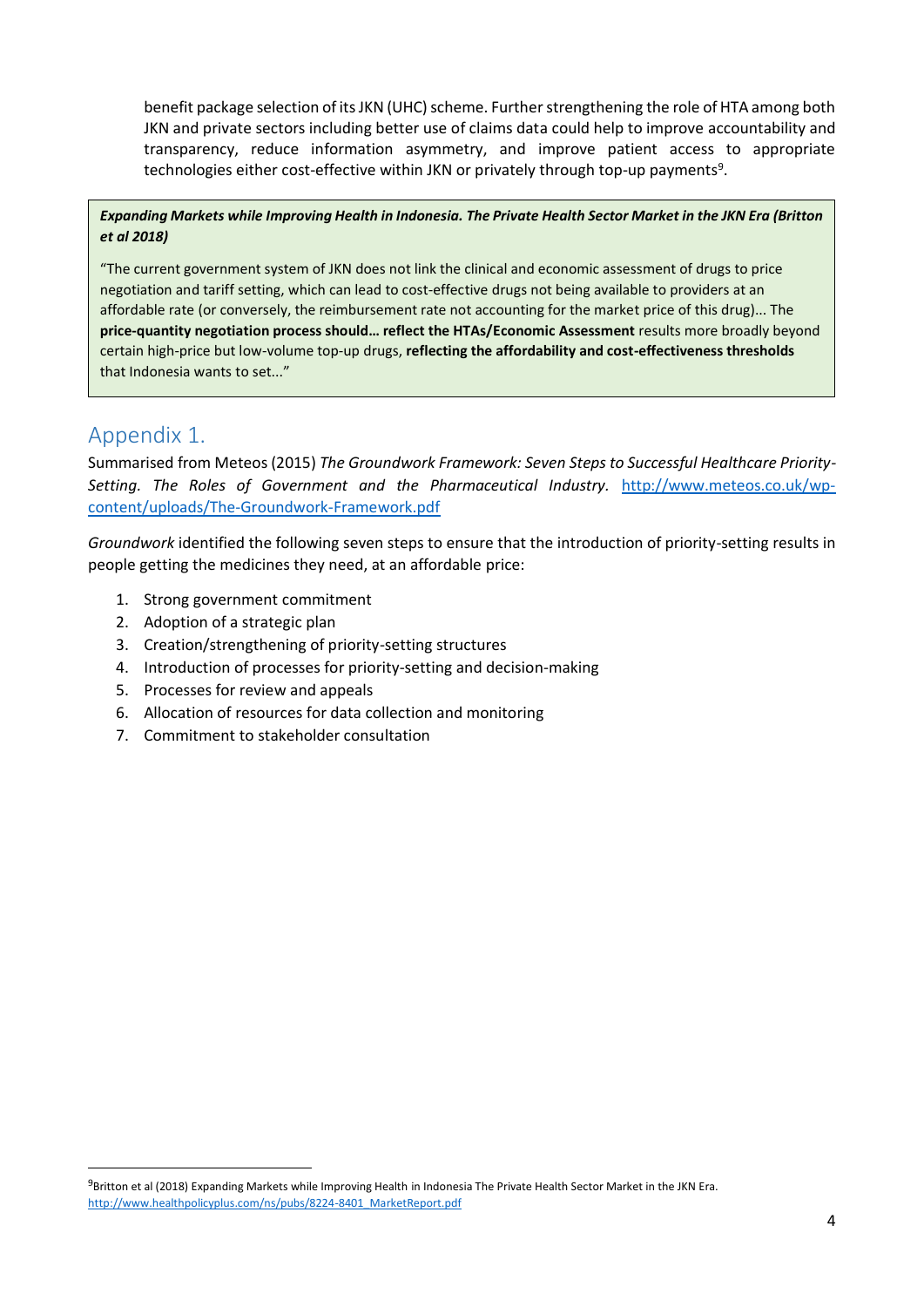benefit package selection of its JKN (UHC) scheme. Further strengthening the role of HTA among both JKN and private sectors including better use of claims data could help to improve accountability and transparency, reduce information asymmetry, and improve patient access to appropriate technologies either cost-effective within JKN or privately through top-up payments[9].

> ***Expanding Markets while Improving Health in Indonesia. The Private Health Sector Market in the JKN Era (Britton et al 2018)***
>
> "The current government system of JKN does not link the clinical and economic assessment of drugs to price negotiation and tariff setting, which can lead to cost-effective drugs not being available to providers at an affordable rate (or conversely, the reimbursement rate not accounting for the market price of this drug)... The **price-quantity negotiation process should… reflect the HTAs/Economic Assessment** results more broadly beyond certain high-price but low-volume top-up drugs, **reflecting the affordability and cost-effectiveness thresholds** that Indonesia wants to set..."

## Appendix 1.

Summarised from Meteos (2015) *The Groundwork Framework: Seven Steps to Successful Healthcare Priority-Setting. The Roles of Government and the Pharmaceutical Industry.* http://www.meteos.co.uk/wp-content/uploads/The-Groundwork-Framework.pdf

*Groundwork* identified the following seven steps to ensure that the introduction of priority-setting results in people getting the medicines they need, at an affordable price:

1. Strong government commitment
2. Adoption of a strategic plan
3. Creation/strengthening of priority-setting structures
4. Introduction of processes for priority-setting and decision-making
5. Processes for review and appeals
6. Allocation of resources for data collection and monitoring
7. Commitment to stakeholder consultation

[9] Britton et al (2018) Expanding Markets while Improving Health in Indonesia The Private Health Sector Market in the JKN Era. http://www.healthpolicyplus.com/ns/pubs/8224-8401_MarketReport.pdf